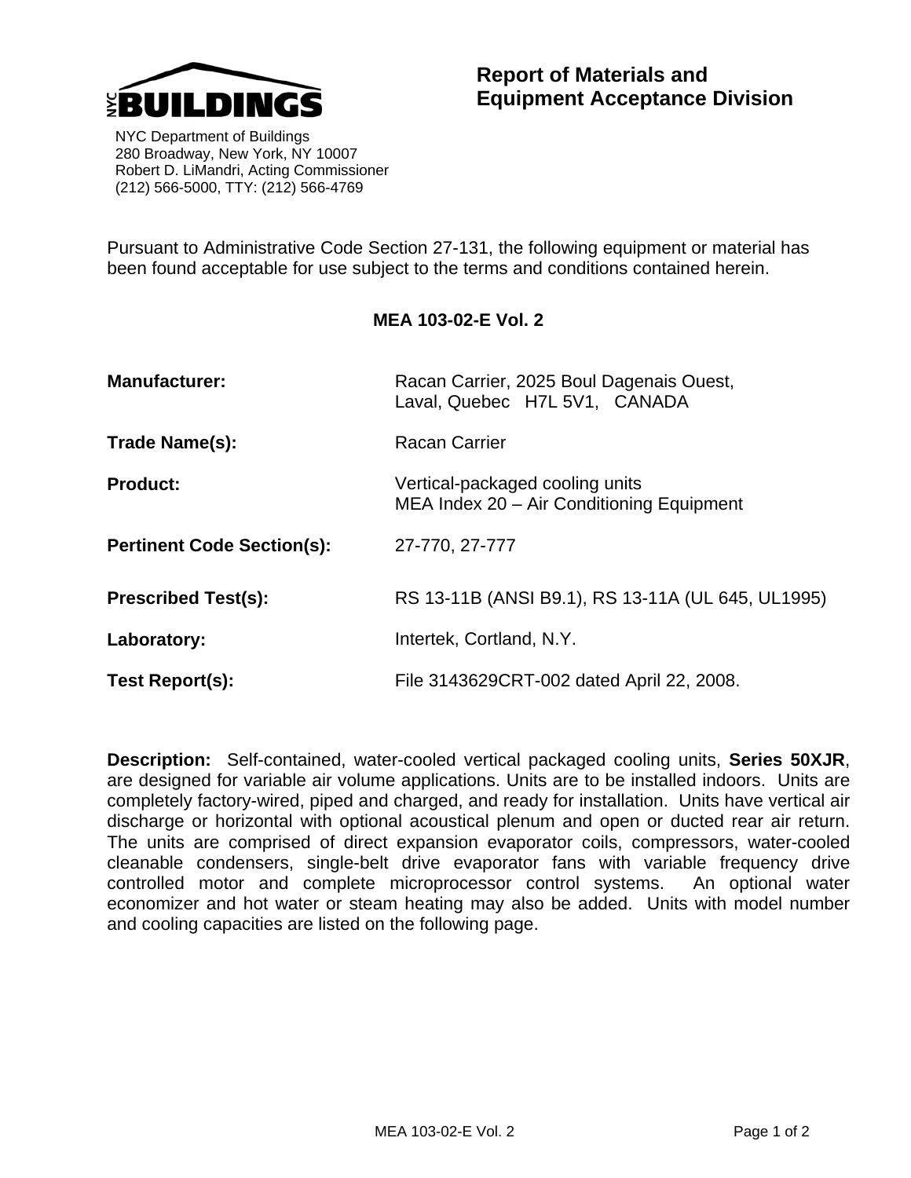**NYC BUILDINGS**

NYC Department of Buildings
280 Broadway, New York, NY 10007
Robert D. LiMandri, Acting Commissioner
(212) 566-5000, TTY: (212) 566-4769

# Report of Materials and Equipment Acceptance Division

Pursuant to Administrative Code Section 27-131, the following equipment or material has been found acceptable for use subject to the terms and conditions contained herein.

## MEA 103-02-E Vol. 2

**Manufacturer:** Racan Carrier, 2025 Boul Dagenais Ouest, Laval, Quebec H7L 5V1, CANADA

**Trade Name(s):** Racan Carrier

**Product:** Vertical-packaged cooling units
MEA Index 20 – Air Conditioning Equipment

**Pertinent Code Section(s):** 27-770, 27-777

**Prescribed Test(s):** RS 13-11B (ANSI B9.1), RS 13-11A (UL 645, UL1995)

**Laboratory:** Intertek, Cortland, N.Y.

**Test Report(s):** File 3143629CRT-002 dated April 22, 2008.

**Description:** Self-contained, water-cooled vertical packaged cooling units, **Series 50XJR**, are designed for variable air volume applications. Units are to be installed indoors. Units are completely factory-wired, piped and charged, and ready for installation. Units have vertical air discharge or horizontal with optional acoustical plenum and open or ducted rear air return. The units are comprised of direct expansion evaporator coils, compressors, water-cooled cleanable condensers, single-belt drive evaporator fans with variable frequency drive controlled motor and complete microprocessor control systems. An optional water economizer and hot water or steam heating may also be added. Units with model number and cooling capacities are listed on the following page.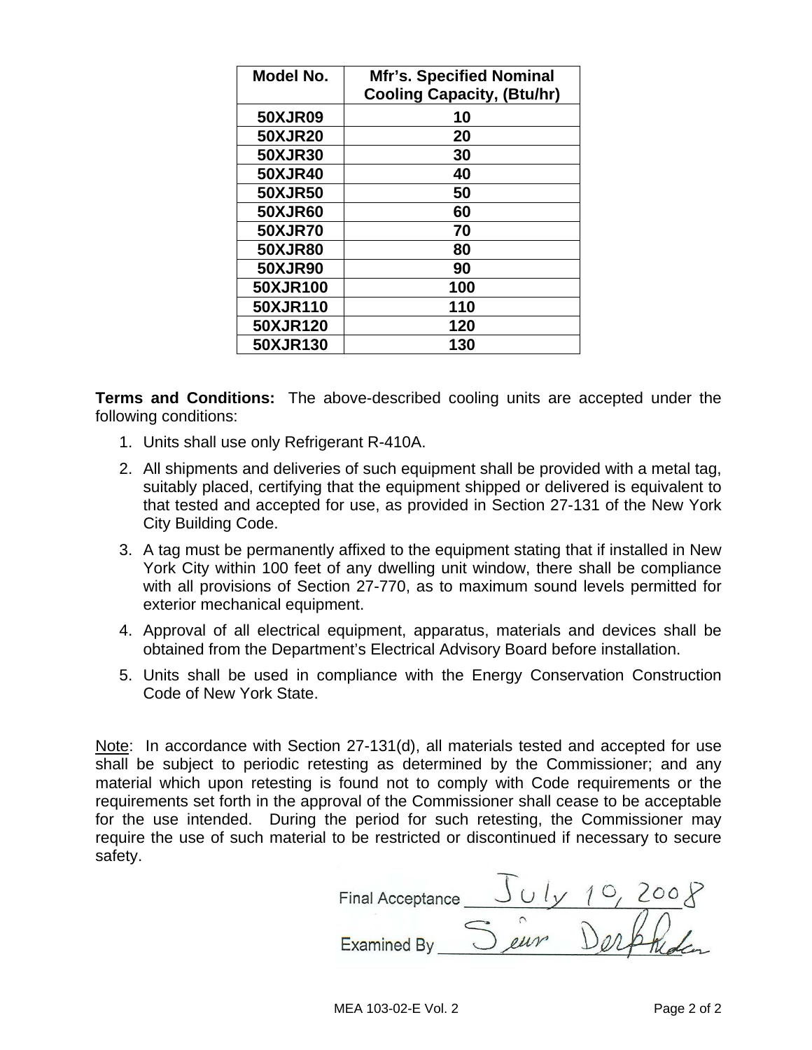| Model No. | Mfr's. Specified Nominal Cooling Capacity, (Btu/hr) |
|---|---|
| 50XJR09 | 10 |
| 50XJR20 | 20 |
| 50XJR30 | 30 |
| 50XJR40 | 40 |
| 50XJR50 | 50 |
| 50XJR60 | 60 |
| 50XJR70 | 70 |
| 50XJR80 | 80 |
| 50XJR90 | 90 |
| 50XJR100 | 100 |
| 50XJR110 | 110 |
| 50XJR120 | 120 |
| 50XJR130 | 130 |

**Terms and Conditions:** The above-described cooling units are accepted under the following conditions:

1. Units shall use only Refrigerant R-410A.
2. All shipments and deliveries of such equipment shall be provided with a metal tag, suitably placed, certifying that the equipment shipped or delivered is equivalent to that tested and accepted for use, as provided in Section 27-131 of the New York City Building Code.
3. A tag must be permanently affixed to the equipment stating that if installed in New York City within 100 feet of any dwelling unit window, there shall be compliance with all provisions of Section 27-770, as to maximum sound levels permitted for exterior mechanical equipment.
4. Approval of all electrical equipment, apparatus, materials and devices shall be obtained from the Department's Electrical Advisory Board before installation.
5. Units shall be used in compliance with the Energy Conservation Construction Code of New York State.

Note: In accordance with Section 27-131(d), all materials tested and accepted for use shall be subject to periodic retesting as determined by the Commissioner; and any material which upon retesting is found not to comply with Code requirements or the requirements set forth in the approval of the Commissioner shall cease to be acceptable for the use intended. During the period for such retesting, the Commissioner may require the use of such material to be restricted or discontinued if necessary to secure safety.

Final Acceptance July 10, 2008

Examined By Seur Derfheden

MEA 103-02-E Vol. 2